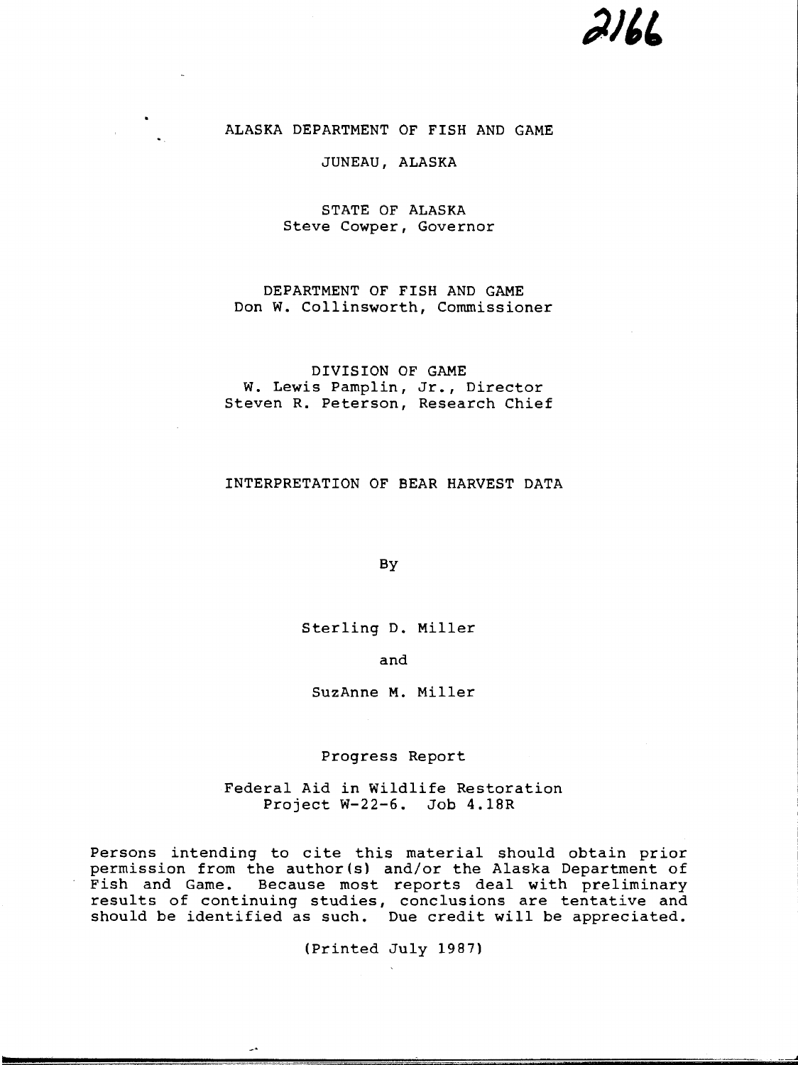2166

ALASKA DEPARTMENT OF FISH AND GAME

JUNEAU, ALASKA

STATE OF ALASKA
Steve Cowper, Governor

DEPARTMENT OF FISH AND GAME
Don W. Collinsworth, Commissioner

DIVISION OF GAME
W. Lewis Pamplin, Jr., Director
Steven R. Peterson, Research Chief

# INTERPRETATION OF BEAR HARVEST DATA

By

Sterling D. Miller

and

SuzAnne M. Miller

Progress Report

Federal Aid in Wildlife Restoration
Project W-22-6. Job 4.18R

Persons intending to cite this material should obtain prior permission from the author(s) and/or the Alaska Department of Fish and Game. Because most reports deal with preliminary results of continuing studies, conclusions are tentative and should be identified as such. Due credit will be appreciated.

(Printed July 1987)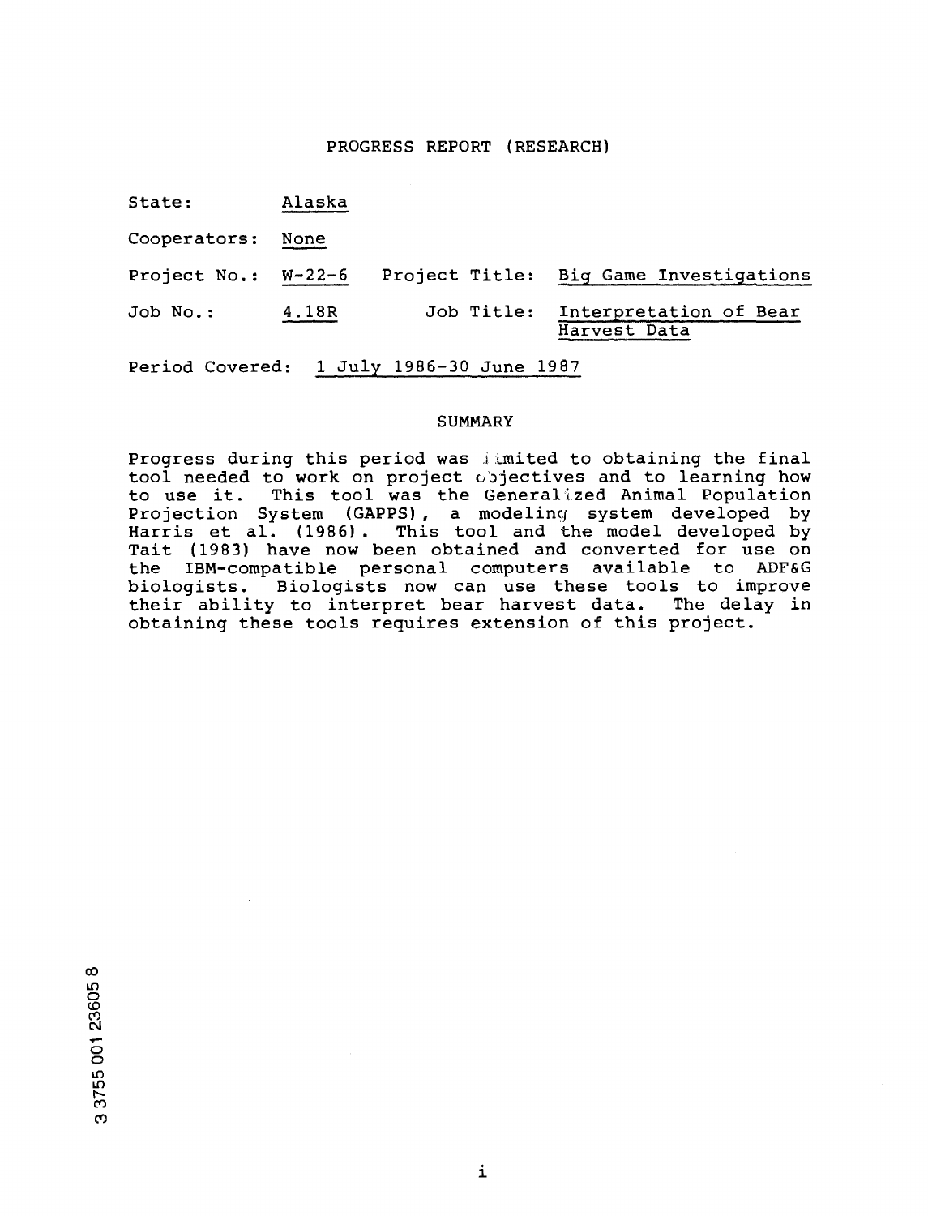# PROGRESS REPORT (RESEARCH)

State: Alaska

Cooperators: None

Project No.: W-22-6 Project Title: Big Game Investigations

Job No.: 4.18R Job Title: Interpretation of Bear Harvest Data

Period Covered: 1 July 1986-30 June 1987

## SUMMARY

Progress during this period was limited to obtaining the final tool needed to work on project objectives and to learning how to use it. This tool was the Generalized Animal Population Projection System (GAPPS), a modeling system developed by Harris et al. (1986). This tool and the model developed by Tait (1983) have now been obtained and converted for use on the IBM-compatible personal computers available to ADF&G biologists. Biologists now can use these tools to improve their ability to interpret bear harvest data. The delay in obtaining these tools requires extension of this project.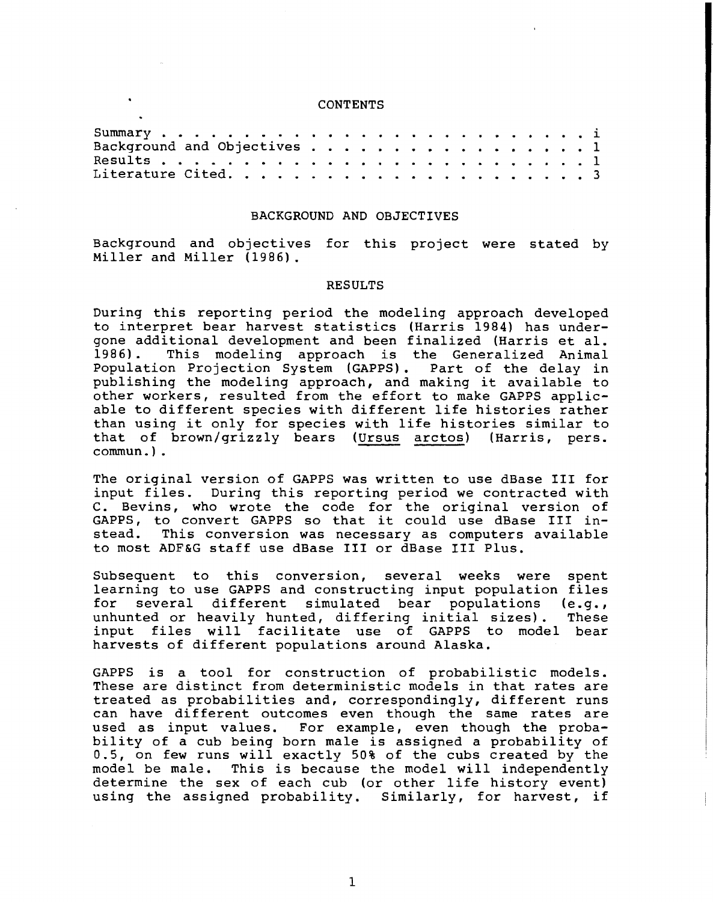CONTENTS

Summary . . . . . . . . . . . . . . . . . . . . . . . . . . . . i
Background and Objectives . . . . . . . . . . . . . . . . . . . 1
Results . . . . . . . . . . . . . . . . . . . . . . . . . . . . 1
Literature Cited. . . . . . . . . . . . . . . . . . . . . . . . 3

## BACKGROUND AND OBJECTIVES

Background and objectives for this project were stated by Miller and Miller (1986).

## RESULTS

During this reporting period the modeling approach developed to interpret bear harvest statistics (Harris 1984) has undergone additional development and been finalized (Harris et al. 1986). This modeling approach is the Generalized Animal Population Projection System (GAPPS). Part of the delay in publishing the modeling approach, and making it available to other workers, resulted from the effort to make GAPPS applicable to different species with different life histories rather than using it only for species with life histories similar to that of brown/grizzly bears (<u>Ursus arctos</u>) (Harris, pers. commun.).

The original version of GAPPS was written to use dBase III for input files. During this reporting period we contracted with C. Bevins, who wrote the code for the original version of GAPPS, to convert GAPPS so that it could use dBase III instead. This conversion was necessary as computers available to most ADF&G staff use dBase III or dBase III Plus.

Subsequent to this conversion, several weeks were spent learning to use GAPPS and constructing input population files for several different simulated bear populations (e.g., unhunted or heavily hunted, differing initial sizes). These input files will facilitate use of GAPPS to model bear harvests of different populations around Alaska.

GAPPS is a tool for construction of probabilistic models. These are distinct from deterministic models in that rates are treated as probabilities and, correspondingly, different runs can have different outcomes even though the same rates are used as input values. For example, even though the probability of a cub being born male is assigned a probability of 0.5, on few runs will exactly 50% of the cubs created by the model be male. This is because the model will independently determine the sex of each cub (or other life history event) using the assigned probability. Similarly, for harvest, if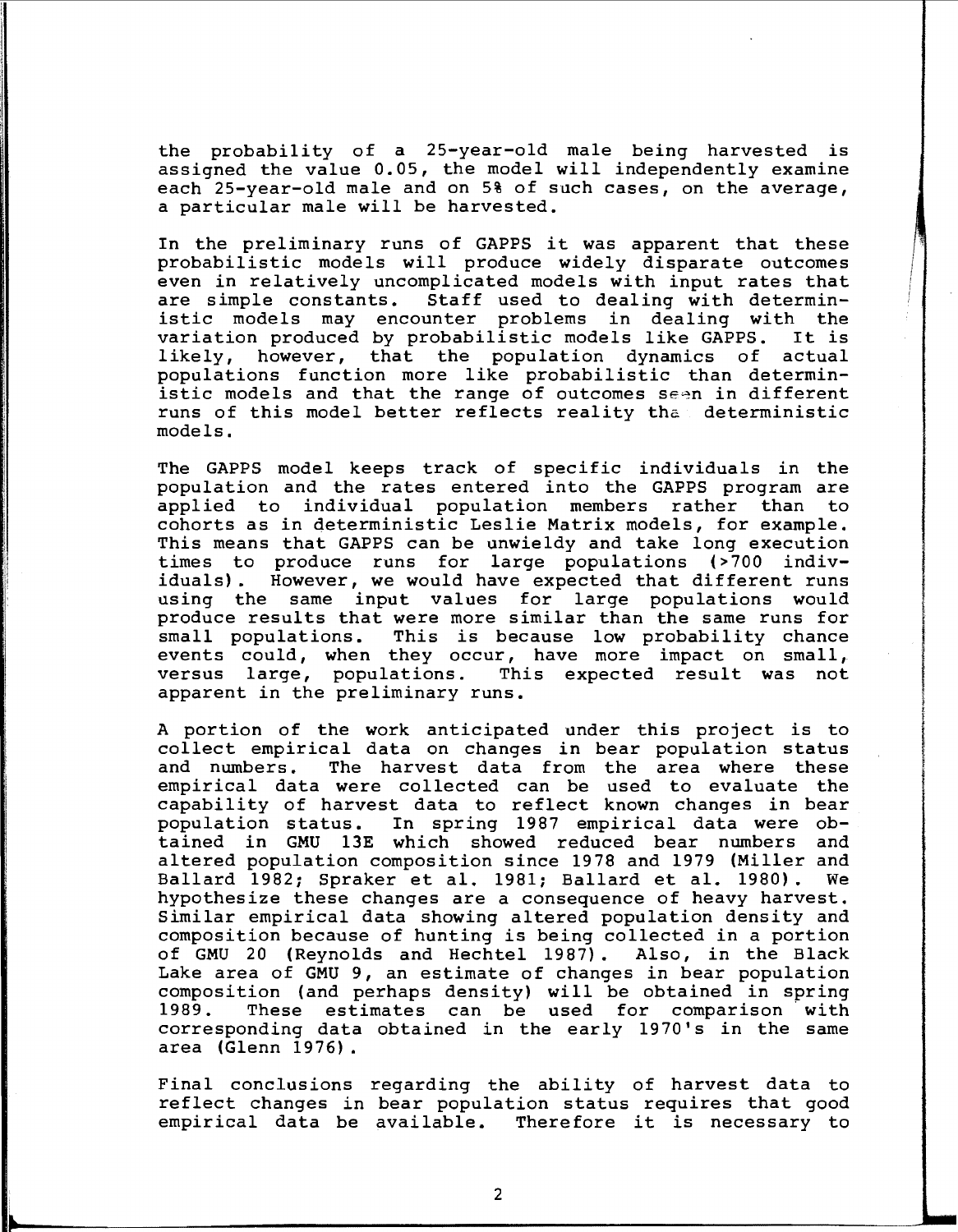the probability of a 25-year-old male being harvested is assigned the value 0.05, the model will independently examine each 25-year-old male and on 5% of such cases, on the average, a particular male will be harvested.

In the preliminary runs of GAPPS it was apparent that these probabilistic models will produce widely disparate outcomes even in relatively uncomplicated models with input rates that are simple constants. Staff used to dealing with deterministic models may encounter problems in dealing with the variation produced by probabilistic models like GAPPS. It is likely, however, that the population dynamics of actual populations function more like probabilistic than deterministic models and that the range of outcomes seen in different runs of this model better reflects reality than deterministic models.

The GAPPS model keeps track of specific individuals in the population and the rates entered into the GAPPS program are applied to individual population members rather than to cohorts as in deterministic Leslie Matrix models, for example. This means that GAPPS can be unwieldy and take long execution times to produce runs for large populations (>700 individuals). However, we would have expected that different runs using the same input values for large populations would produce results that were more similar than the same runs for small populations. This is because low probability chance events could, when they occur, have more impact on small, versus large, populations. This expected result was not apparent in the preliminary runs.

A portion of the work anticipated under this project is to collect empirical data on changes in bear population status and numbers. The harvest data from the area where these empirical data were collected can be used to evaluate the capability of harvest data to reflect known changes in bear population status. In spring 1987 empirical data were obtained in GMU 13E which showed reduced bear numbers and altered population composition since 1978 and 1979 (Miller and Ballard 1982; Spraker et al. 1981; Ballard et al. 1980). We hypothesize these changes are a consequence of heavy harvest. Similar empirical data showing altered population density and composition because of hunting is being collected in a portion of GMU 20 (Reynolds and Hechtel 1987). Also, in the Black Lake area of GMU 9, an estimate of changes in bear population composition (and perhaps density) will be obtained in spring 1989. These estimates can be used for comparison with corresponding data obtained in the early 1970's in the same area (Glenn 1976).

Final conclusions regarding the ability of harvest data to reflect changes in bear population status requires that good empirical data be available. Therefore it is necessary to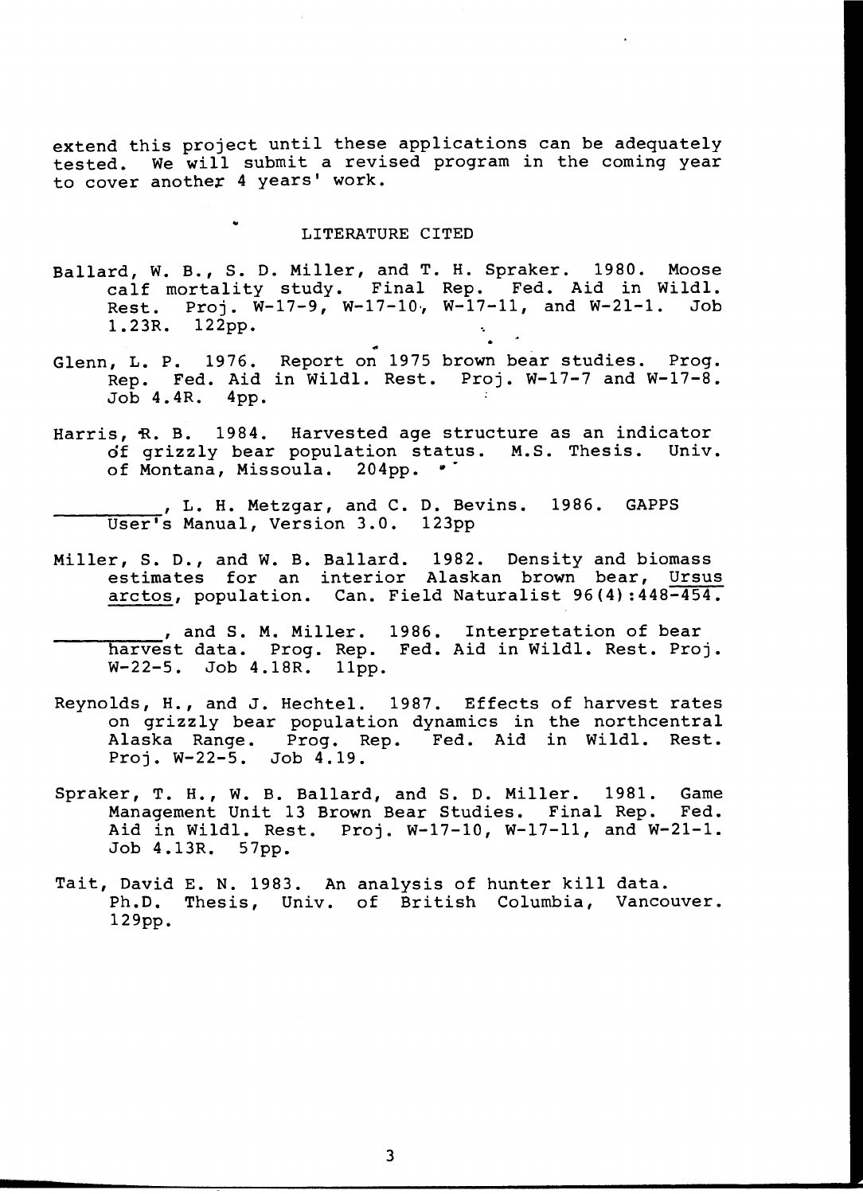extend this project until these applications can be adequately tested. We will submit a revised program in the coming year to cover another 4 years' work.

## LITERATURE CITED

Ballard, W. B., S. D. Miller, and T. H. Spraker. 1980. Moose calf mortality study. Final Rep. Fed. Aid in Wildl. Rest. Proj. W-17-9, W-17-10, W-17-11, and W-21-1. Job 1.23R. 122pp.

Glenn, L. P. 1976. Report on 1975 brown bear studies. Prog. Rep. Fed. Aid in Wildl. Rest. Proj. W-17-7 and W-17-8. Job 4.4R. 4pp.

Harris, R. B. 1984. Harvested age structure as an indicator of grizzly bear population status. M.S. Thesis. Univ. of Montana, Missoula. 204pp.

__________, L. H. Metzgar, and C. D. Bevins. 1986. GAPPS User's Manual, Version 3.0. 123pp

Miller, S. D., and W. B. Ballard. 1982. Density and biomass estimates for an interior Alaskan brown bear, *Ursus arctos*, population. Can. Field Naturalist 96(4):448-454.

__________, and S. M. Miller. 1986. Interpretation of bear harvest data. Prog. Rep. Fed. Aid in Wildl. Rest. Proj. W-22-5. Job 4.18R. 11pp.

Reynolds, H., and J. Hechtel. 1987. Effects of harvest rates on grizzly bear population dynamics in the northcentral Alaska Range. Prog. Rep. Fed. Aid in Wildl. Rest. Proj. W-22-5. Job 4.19.

Spraker, T. H., W. B. Ballard, and S. D. Miller. 1981. Game Management Unit 13 Brown Bear Studies. Final Rep. Fed. Aid in Wildl. Rest. Proj. W-17-10, W-17-11, and W-21-1. Job 4.13R. 57pp.

Tait, David E. N. 1983. An analysis of hunter kill data. Ph.D. Thesis, Univ. of British Columbia, Vancouver. 129pp.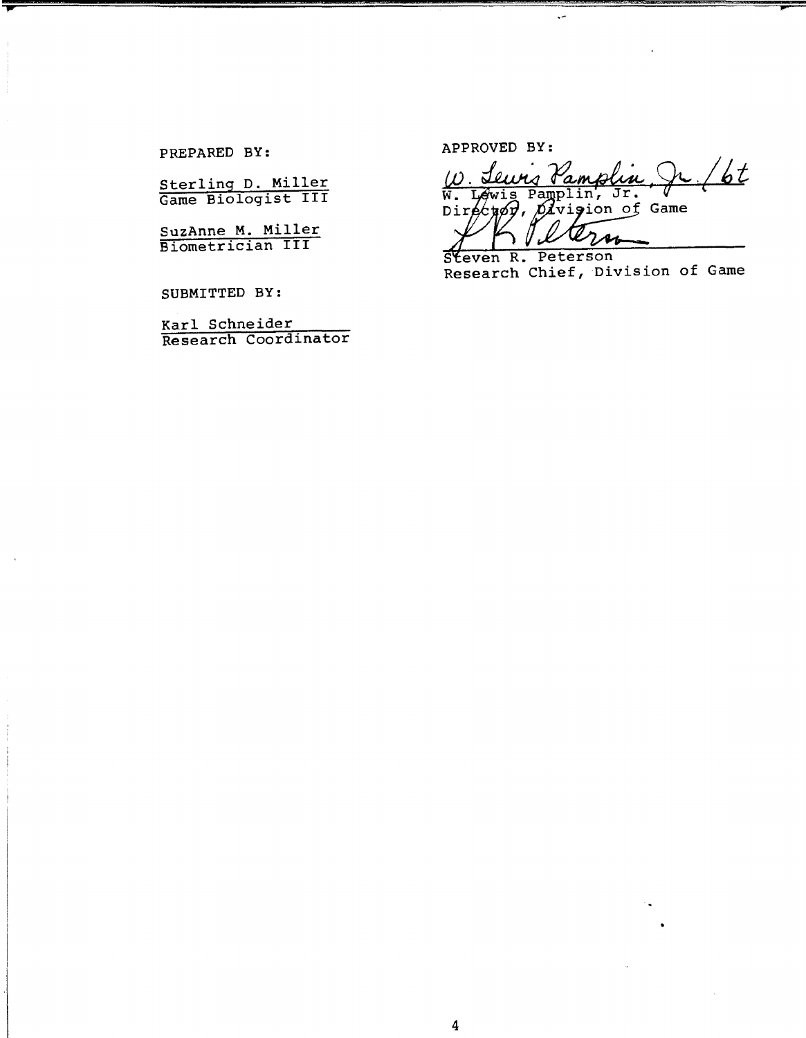PREPARED BY:

Sterling D. Miller
Game Biologist III

SuzAnne M. Miller
Biometrician III

SUBMITTED BY:

Karl Schneider
Research Coordinator

APPROVED BY:

W. Lewis Pamplin, Jr. /bt

W. Lewis Pamplin, Jr.
Director, Division of Game

Steven R. Peterson
Research Chief, Division of Game